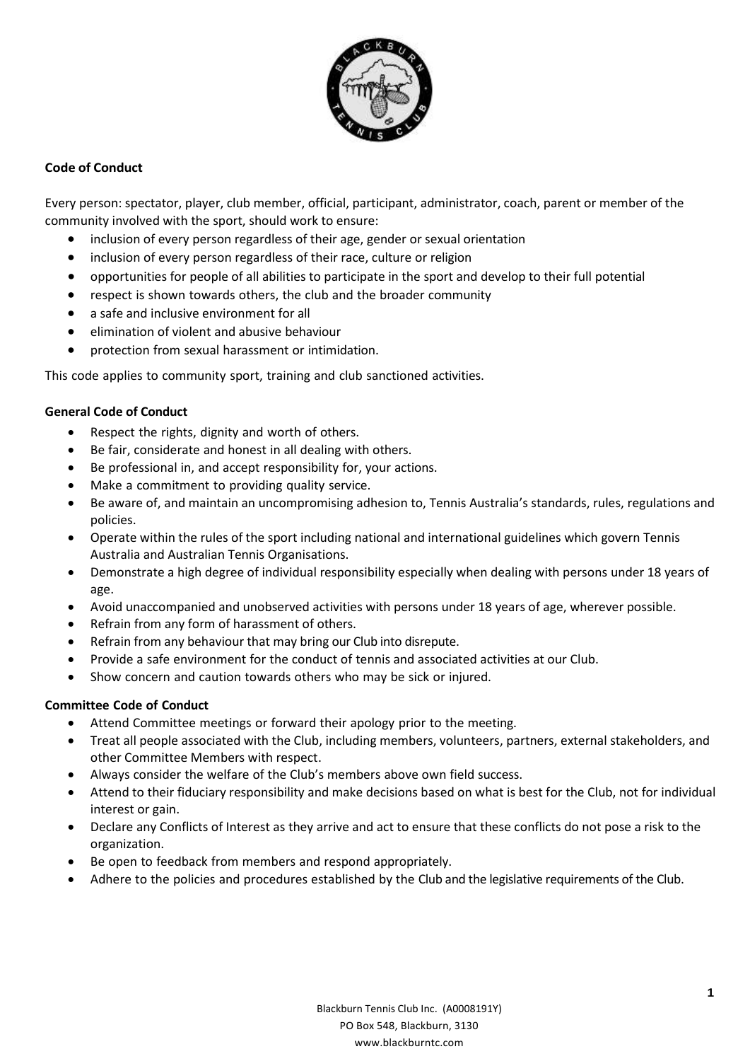**Code of Conduct**

Every person: spectator, player, club member, official, participant, administrator, coach, parent or member of the community involved with the sport, should work to ensure:

- inclusion of every person regardless of their age, gender or sexual orientation
- inclusion of every person regardless of their race, culture or religion
- opportunities for people of all abilities to participate in the sport and develop to their full potential
- respect is shown towards others, the club and the broader community
- a safe and inclusive environment for all
- elimination of violent and abusive behaviour
- protection from sexual harassment or intimidation.

This code applies to community sport, training and club sanctioned activities.

**General Code of Conduct**

- Respect the rights, dignity and worth of others.
- Be fair, considerate and honest in all dealing with others.
- Be professional in, and accept responsibility for, your actions.
- Make a commitment to providing quality service.
- Be aware of, and maintain an uncompromising adhesion to, Tennis Australia's standards, rules, regulations and policies.
- Operate within the rules of the sport including national and international guidelines which govern Tennis Australia and Australian Tennis Organisations.
- Demonstrate a high degree of individual responsibility especially when dealing with persons under 18 years of age.
- Avoid unaccompanied and unobserved activities with persons under 18 years of age, wherever possible.
- Refrain from any form of harassment of others.
- Refrain from any behaviour that may bring our Club into disrepute.
- Provide a safe environment for the conduct of tennis and associated activities at our Club.
- Show concern and caution towards others who may be sick or injured.

**Committee Code of Conduct**

- Attend Committee meetings or forward their apology prior to the meeting.
- Treat all people associated with the Club, including members, volunteers, partners, external stakeholders, and other Committee Members with respect.
- Always consider the welfare of the Club's members above own field success.
- Attend to their fiduciary responsibility and make decisions based on what is best for the Club, not for individual interest or gain.
- Declare any Conflicts of Interest as they arrive and act to ensure that these conflicts do not pose a risk to the organization.
- Be open to feedback from members and respond appropriately.
- Adhere to the policies and procedures established by the Club and the legislative requirements of the Club.

Blackburn Tennis Club Inc. (A0008191Y)
PO Box 548, Blackburn, 3130
www.blackburntc.com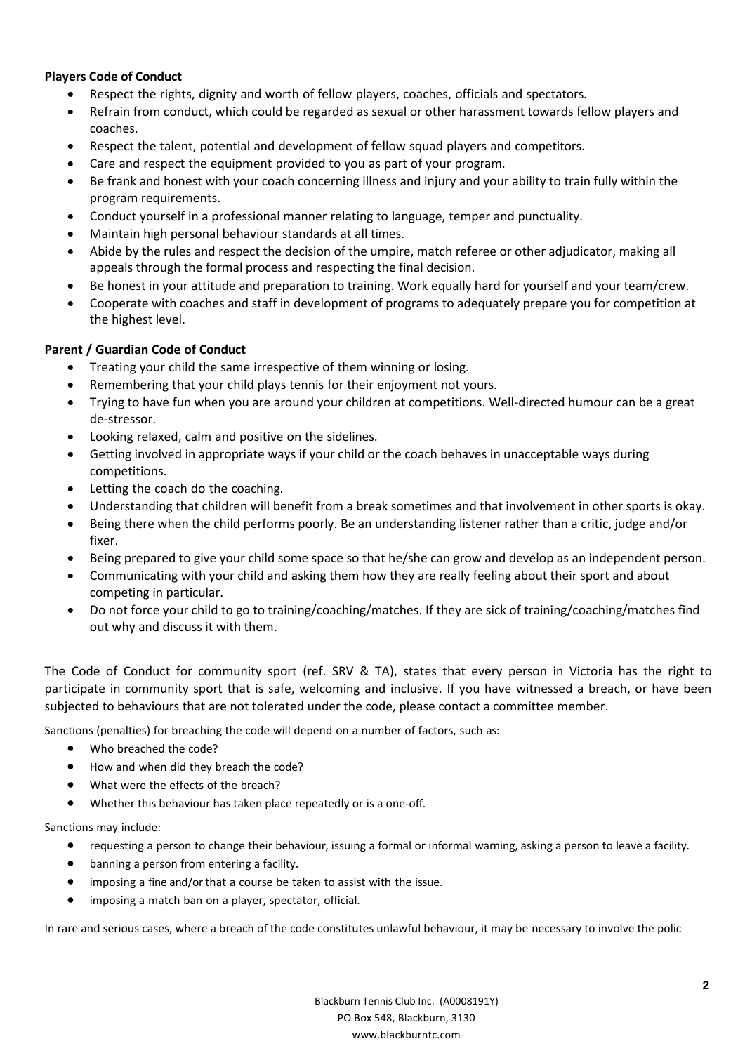**Players Code of Conduct**

- Respect the rights, dignity and worth of fellow players, coaches, officials and spectators.
- Refrain from conduct, which could be regarded as sexual or other harassment towards fellow players and coaches.
- Respect the talent, potential and development of fellow squad players and competitors.
- Care and respect the equipment provided to you as part of your program.
- Be frank and honest with your coach concerning illness and injury and your ability to train fully within the program requirements.
- Conduct yourself in a professional manner relating to language, temper and punctuality.
- Maintain high personal behaviour standards at all times.
- Abide by the rules and respect the decision of the umpire, match referee or other adjudicator, making all appeals through the formal process and respecting the final decision.
- Be honest in your attitude and preparation to training. Work equally hard for yourself and your team/crew.
- Cooperate with coaches and staff in development of programs to adequately prepare you for competition at the highest level.

**Parent / Guardian Code of Conduct**

- Treating your child the same irrespective of them winning or losing.
- Remembering that your child plays tennis for their enjoyment not yours.
- Trying to have fun when you are around your children at competitions. Well-directed humour can be a great de-stressor.
- Looking relaxed, calm and positive on the sidelines.
- Getting involved in appropriate ways if your child or the coach behaves in unacceptable ways during competitions.
- Letting the coach do the coaching.
- Understanding that children will benefit from a break sometimes and that involvement in other sports is okay.
- Being there when the child performs poorly. Be an understanding listener rather than a critic, judge and/or fixer.
- Being prepared to give your child some space so that he/she can grow and develop as an independent person.
- Communicating with your child and asking them how they are really feeling about their sport and about competing in particular.
- Do not force your child to go to training/coaching/matches. If they are sick of training/coaching/matches find out why and discuss it with them.

---

The Code of Conduct for community sport (ref. SRV & TA), states that every person in Victoria has the right to participate in community sport that is safe, welcoming and inclusive. If you have witnessed a breach, or have been subjected to behaviours that are not tolerated under the code, please contact a committee member.

Sanctions (penalties) for breaching the code will depend on a number of factors, such as:

- Who breached the code?
- How and when did they breach the code?
- What were the effects of the breach?
- Whether this behaviour has taken place repeatedly or is a one-off.

Sanctions may include:

- requesting a person to change their behaviour, issuing a formal or informal warning, asking a person to leave a facility.
- banning a person from entering a facility.
- imposing a fine and/or that a course be taken to assist with the issue.
- imposing a match ban on a player, spectator, official.

In rare and serious cases, where a breach of the code constitutes unlawful behaviour, it may be necessary to involve the polic

Blackburn Tennis Club Inc. (A0008191Y)
PO Box 548, Blackburn, 3130
www.blackburntc.com